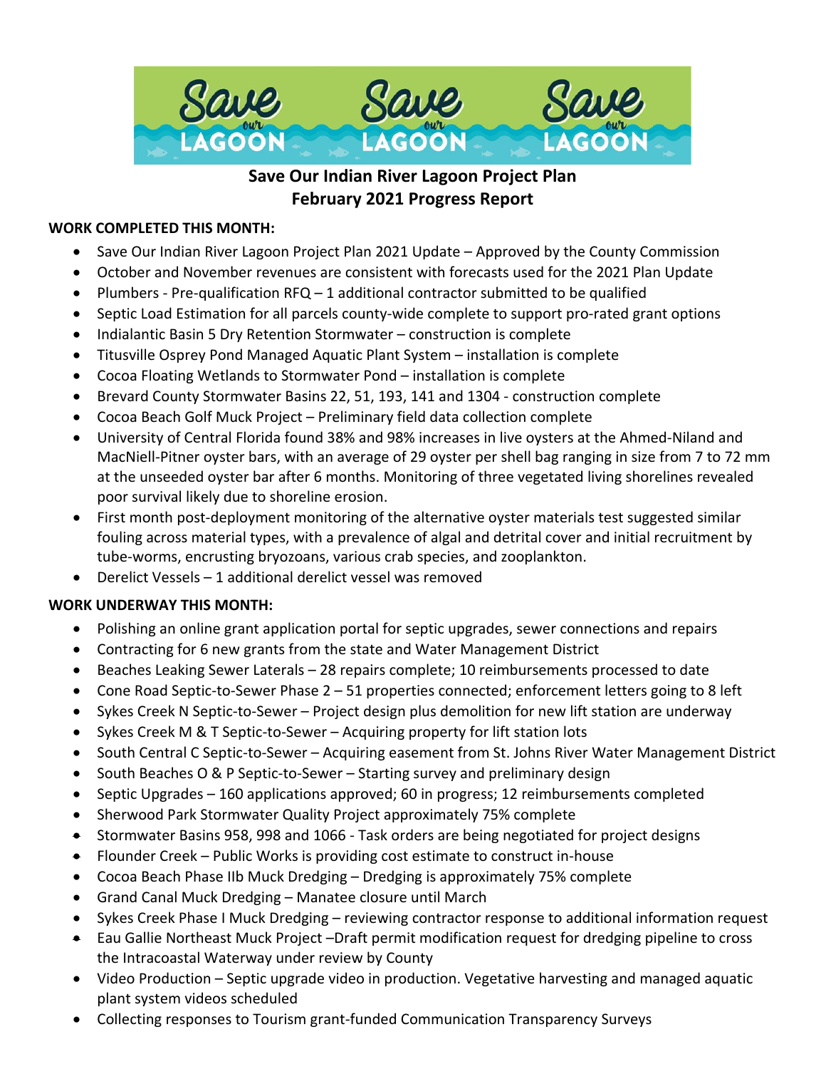# Save Our Indian River Lagoon Project Plan
## February 2021 Progress Report

**WORK COMPLETED THIS MONTH:**

- Save Our Indian River Lagoon Project Plan 2021 Update – Approved by the County Commission
- October and November revenues are consistent with forecasts used for the 2021 Plan Update
- Plumbers - Pre-qualification RFQ – 1 additional contractor submitted to be qualified
- Septic Load Estimation for all parcels county-wide complete to support pro-rated grant options
- Indialantic Basin 5 Dry Retention Stormwater – construction is complete
- Titusville Osprey Pond Managed Aquatic Plant System – installation is complete
- Cocoa Floating Wetlands to Stormwater Pond – installation is complete
- Brevard County Stormwater Basins 22, 51, 193, 141 and 1304 - construction complete
- Cocoa Beach Golf Muck Project – Preliminary field data collection complete
- University of Central Florida found 38% and 98% increases in live oysters at the Ahmed-Niland and MacNiell-Pitner oyster bars, with an average of 29 oyster per shell bag ranging in size from 7 to 72 mm at the unseeded oyster bar after 6 months. Monitoring of three vegetated living shorelines revealed poor survival likely due to shoreline erosion.
- First month post-deployment monitoring of the alternative oyster materials test suggested similar fouling across material types, with a prevalence of algal and detrital cover and initial recruitment by tube-worms, encrusting bryozoans, various crab species, and zooplankton.
- Derelict Vessels – 1 additional derelict vessel was removed

**WORK UNDERWAY THIS MONTH:**

- Polishing an online grant application portal for septic upgrades, sewer connections and repairs
- Contracting for 6 new grants from the state and Water Management District
- Beaches Leaking Sewer Laterals – 28 repairs complete; 10 reimbursements processed to date
- Cone Road Septic-to-Sewer Phase 2 – 51 properties connected; enforcement letters going to 8 left
- Sykes Creek N Septic-to-Sewer – Project design plus demolition for new lift station are underway
- Sykes Creek M & T Septic-to-Sewer – Acquiring property for lift station lots
- South Central C Septic-to-Sewer – Acquiring easement from St. Johns River Water Management District
- South Beaches O & P Septic-to-Sewer – Starting survey and preliminary design
- Septic Upgrades – 160 applications approved; 60 in progress; 12 reimbursements completed
- Sherwood Park Stormwater Quality Project approximately 75% complete
- Stormwater Basins 958, 998 and 1066 - Task orders are being negotiated for project designs
- Flounder Creek – Public Works is providing cost estimate to construct in-house
- Cocoa Beach Phase IIb Muck Dredging – Dredging is approximately 75% complete
- Grand Canal Muck Dredging – Manatee closure until March
- Sykes Creek Phase I Muck Dredging – reviewing contractor response to additional information request
- Eau Gallie Northeast Muck Project –Draft permit modification request for dredging pipeline to cross the Intracoastal Waterway under review by County
- Video Production – Septic upgrade video in production. Vegetative harvesting and managed aquatic plant system videos scheduled
- Collecting responses to Tourism grant-funded Communication Transparency Surveys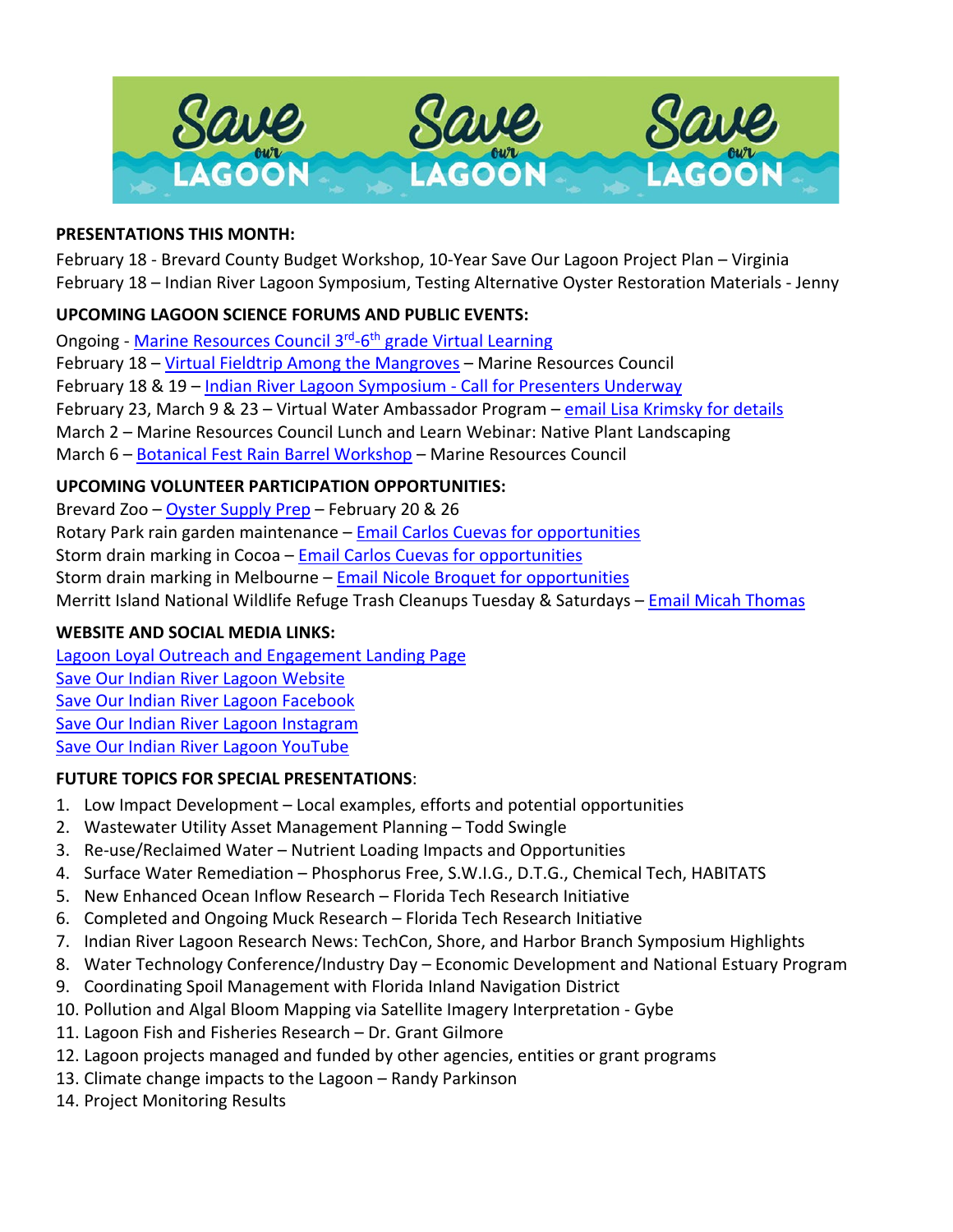**PRESENTATIONS THIS MONTH:**

February 18 - Brevard County Budget Workshop, 10-Year Save Our Lagoon Project Plan – Virginia
February 18 – Indian River Lagoon Symposium, Testing Alternative Oyster Restoration Materials - Jenny

**UPCOMING LAGOON SCIENCE FORUMS AND PUBLIC EVENTS:**

Ongoing - Marine Resources Council 3rd-6th grade Virtual Learning
February 18 – Virtual Fieldtrip Among the Mangroves – Marine Resources Council
February 18 & 19 – Indian River Lagoon Symposium - Call for Presenters Underway
February 23, March 9 & 23 – Virtual Water Ambassador Program – email Lisa Krimsky for details
March 2 – Marine Resources Council Lunch and Learn Webinar: Native Plant Landscaping
March 6 – Botanical Fest Rain Barrel Workshop – Marine Resources Council

**UPCOMING VOLUNTEER PARTICIPATION OPPORTUNITIES:**

Brevard Zoo – Oyster Supply Prep – February 20 & 26
Rotary Park rain garden maintenance – Email Carlos Cuevas for opportunities
Storm drain marking in Cocoa – Email Carlos Cuevas for opportunities
Storm drain marking in Melbourne – Email Nicole Broquet for opportunities
Merritt Island National Wildlife Refuge Trash Cleanups Tuesday & Saturdays – Email Micah Thomas

**WEBSITE AND SOCIAL MEDIA LINKS:**

Lagoon Loyal Outreach and Engagement Landing Page
Save Our Indian River Lagoon Website
Save Our Indian River Lagoon Facebook
Save Our Indian River Lagoon Instagram
Save Our Indian River Lagoon YouTube

**FUTURE TOPICS FOR SPECIAL PRESENTATIONS**:

1. Low Impact Development – Local examples, efforts and potential opportunities
2. Wastewater Utility Asset Management Planning – Todd Swingle
3. Re-use/Reclaimed Water – Nutrient Loading Impacts and Opportunities
4. Surface Water Remediation – Phosphorus Free, S.W.I.G., D.T.G., Chemical Tech, HABITATS
5. New Enhanced Ocean Inflow Research – Florida Tech Research Initiative
6. Completed and Ongoing Muck Research – Florida Tech Research Initiative
7. Indian River Lagoon Research News: TechCon, Shore, and Harbor Branch Symposium Highlights
8. Water Technology Conference/Industry Day – Economic Development and National Estuary Program
9. Coordinating Spoil Management with Florida Inland Navigation District
10. Pollution and Algal Bloom Mapping via Satellite Imagery Interpretation - Gybe
11. Lagoon Fish and Fisheries Research – Dr. Grant Gilmore
12. Lagoon projects managed and funded by other agencies, entities or grant programs
13. Climate change impacts to the Lagoon – Randy Parkinson
14. Project Monitoring Results